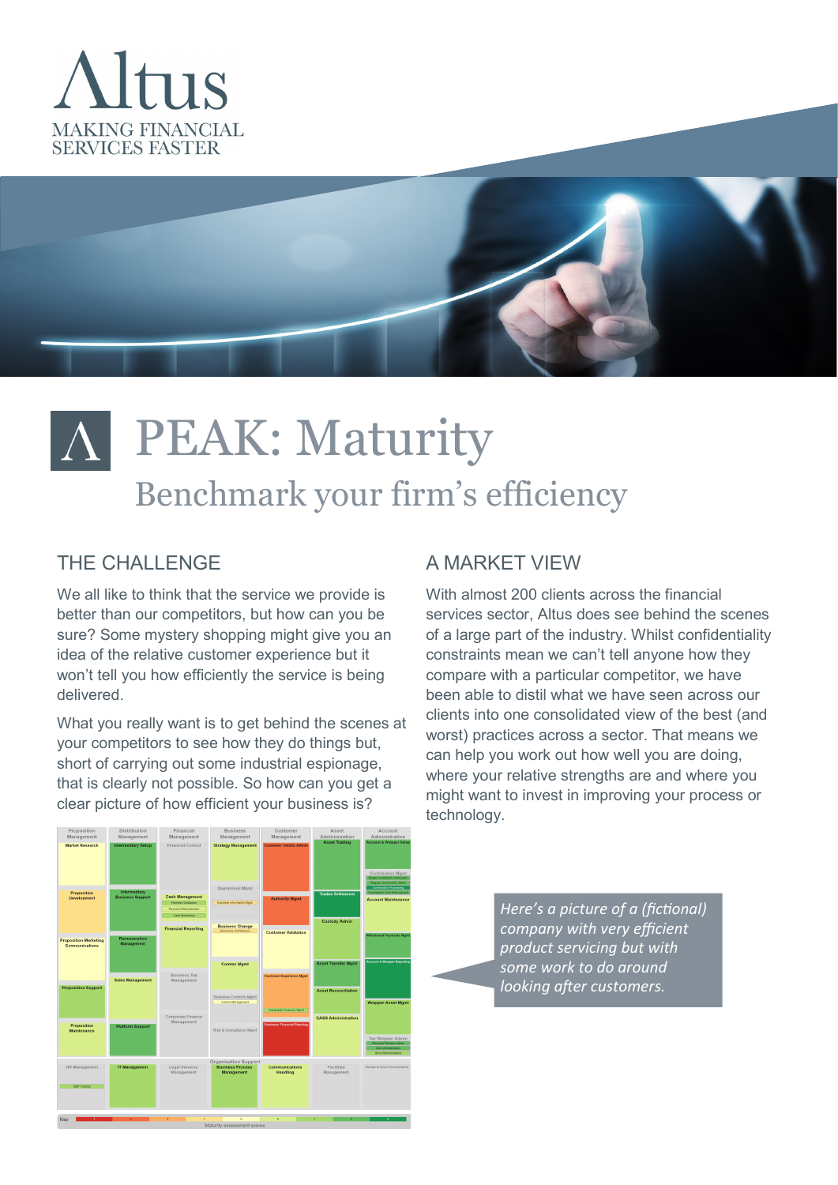# Altus

MAKING FINANCIAL SERVICES FASTER

# PEAK: Maturity

## Benchmark your firm's efficiency

### THE CHALLENGE

We all like to think that the service we provide is better than our competitors, but how can you be sure? Some mystery shopping might give you an idea of the relative customer experience but it won't tell you how efficiently the service is being delivered.

What you really want is to get behind the scenes at your competitors to see how they do things but, short of carrying out some industrial espionage, that is clearly not possible. So how can you get a clear picture of how efficient your business is?

### A MARKET VIEW

With almost 200 clients across the financial services sector, Altus does see behind the scenes of a large part of the industry. Whilst confidentiality constraints mean we can't tell anyone how they compare with a particular competitor, we have been able to distil what we have seen across our clients into one consolidated view of the best (and worst) practices across a sector. That means we can help you work out how well you are doing, where your relative strengths are and where you might want to invest in improving your process or technology.

*Here's a picture of a (fictional) company with very efficient product servicing but with some work to do around looking after customers.*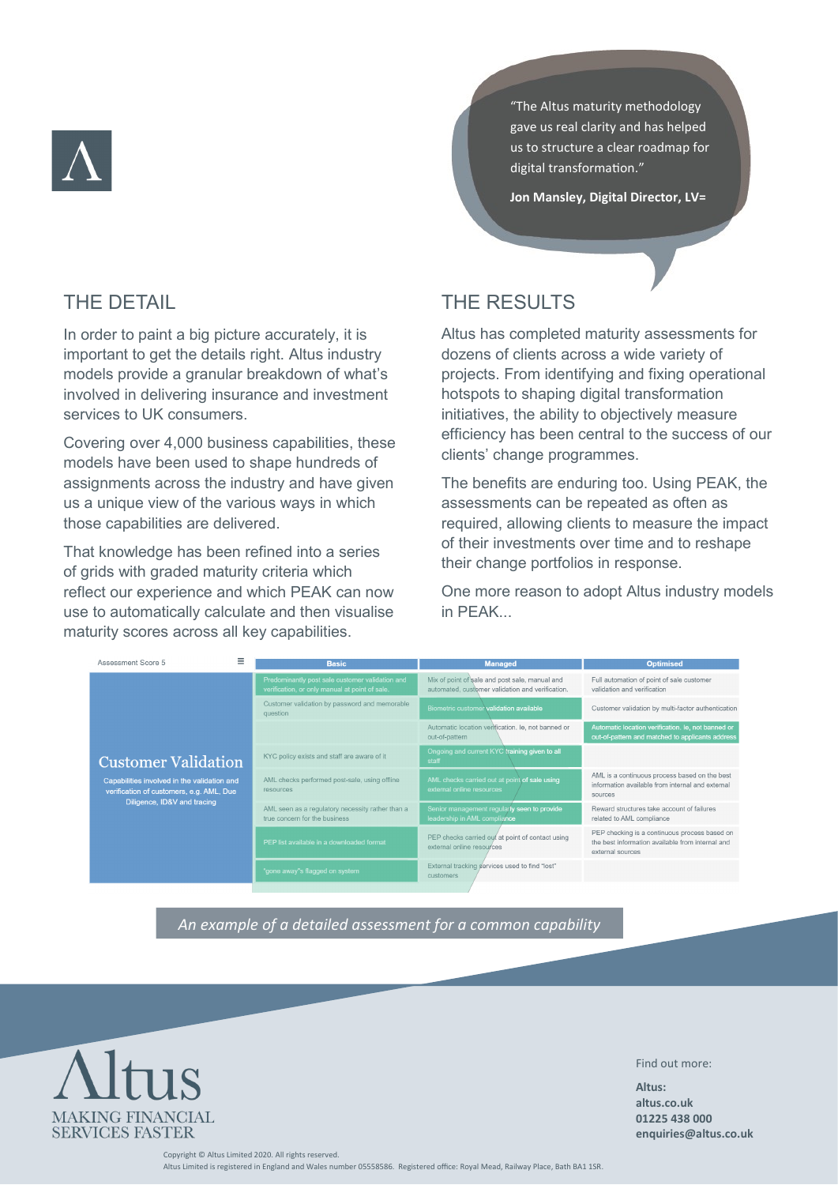> "The Altus maturity methodology gave us real clarity and has helped us to structure a clear roadmap for digital transformation."
>
> **Jon Mansley, Digital Director, LV=**

## THE DETAIL

In order to paint a big picture accurately, it is important to get the details right. Altus industry models provide a granular breakdown of what's involved in delivering insurance and investment services to UK consumers.

Covering over 4,000 business capabilities, these models have been used to shape hundreds of assignments across the industry and have given us a unique view of the various ways in which those capabilities are delivered.

That knowledge has been refined into a series of grids with graded maturity criteria which reflect our experience and which PEAK can now use to automatically calculate and then visualise maturity scores across all key capabilities.

## THE RESULTS

Altus has completed maturity assessments for dozens of clients across a wide variety of projects. From identifying and fixing operational hotspots to shaping digital transformation initiatives, the ability to objectively measure efficiency has been central to the success of our clients' change programmes.

The benefits are enduring too. Using PEAK, the assessments can be repeated as often as required, allowing clients to measure the impact of their investments over time and to reshape their change portfolios in response.

One more reason to adopt Altus industry models in PEAK...

| Assessment Score 5 | Basic | Managed | Optimised |
|---|---|---|---|
| **Customer Validation**<br>Capabilities involved in the validation and verification of customers, e.g. AML, Due Diligence, ID&V and tracing | Predominantly post sale customer validation and verification, or only manual at point of sale. | Mix of point of sale and post sale, manual and automated, customer validation and verification. | Full automation of point of sale customer validation and verification |
| | Customer validation by password and memorable question | Biometric customer validation available | Customer validation by multi-factor authentication |
| | | Automatic location verification. Ie, not banned or out-of-pattern | Automatic location verification. Ie, not banned or out-of-pattern and matched to applicants address |
| | KYC policy exists and staff are aware of it | Ongoing and current KYC training given to all staff | |
| | AML checks performed post-sale, using offline resources | AML checks carried out at point of sale using external online resources | AML is a continuous process based on the best information available from internal and external sources |
| | AML seen as a regulatory necessity rather than a true concern for the business | Senior management regularly seen to provide leadership in AML compliance | Reward structures take account of failures related to AML compliance |
| | PEP list available in a downloaded format | PEP checks carried out at point of contact using external online resources | PEP checking is a continuous process based on the best information available from internal and external sources |
| | "gone away"s flagged on system | External tracking services used to find "lost" customers | |

*An example of a detailed assessment for a common capability*

Altus
MAKING FINANCIAL SERVICES FASTER

Find out more:

**Altus:**
**altus.co.uk**
**01225 438 000**
**enquiries@altus.co.uk**

Copyright © Altus Limited 2020. All rights reserved.
Altus Limited is registered in England and Wales number 05558586. Registered office: Royal Mead, Railway Place, Bath BA1 1SR.